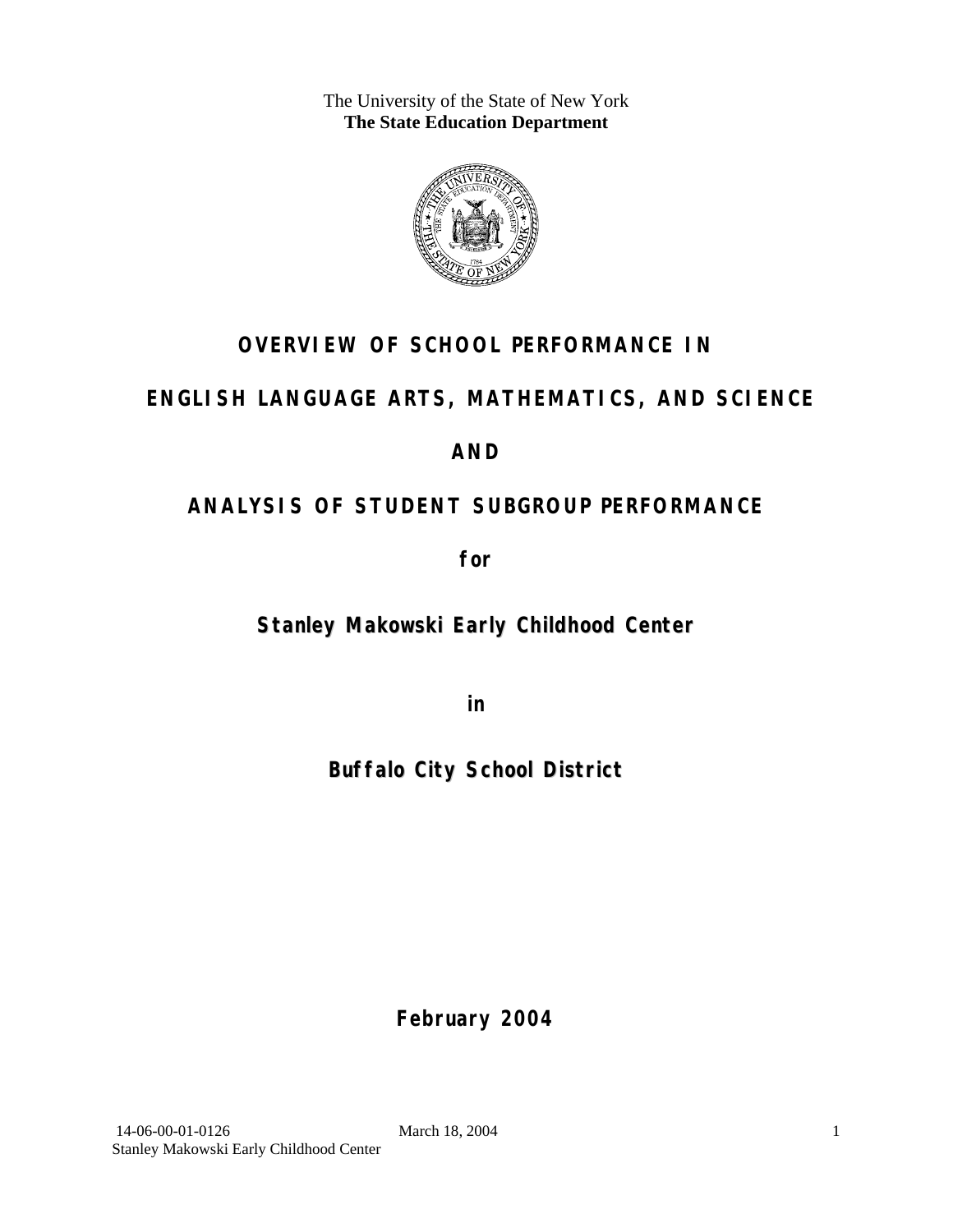The University of the State of New York
**The State Education Department**

# OVERVIEW OF SCHOOL PERFORMANCE IN

# ENGLISH LANGUAGE ARTS, MATHEMATICS, AND SCIENCE

# AND

# ANALYSIS OF STUDENT SUBGROUP PERFORMANCE

**for**

## Stanley Makowski Early Childhood Center

**in**

## Buffalo City School District

**February 2004**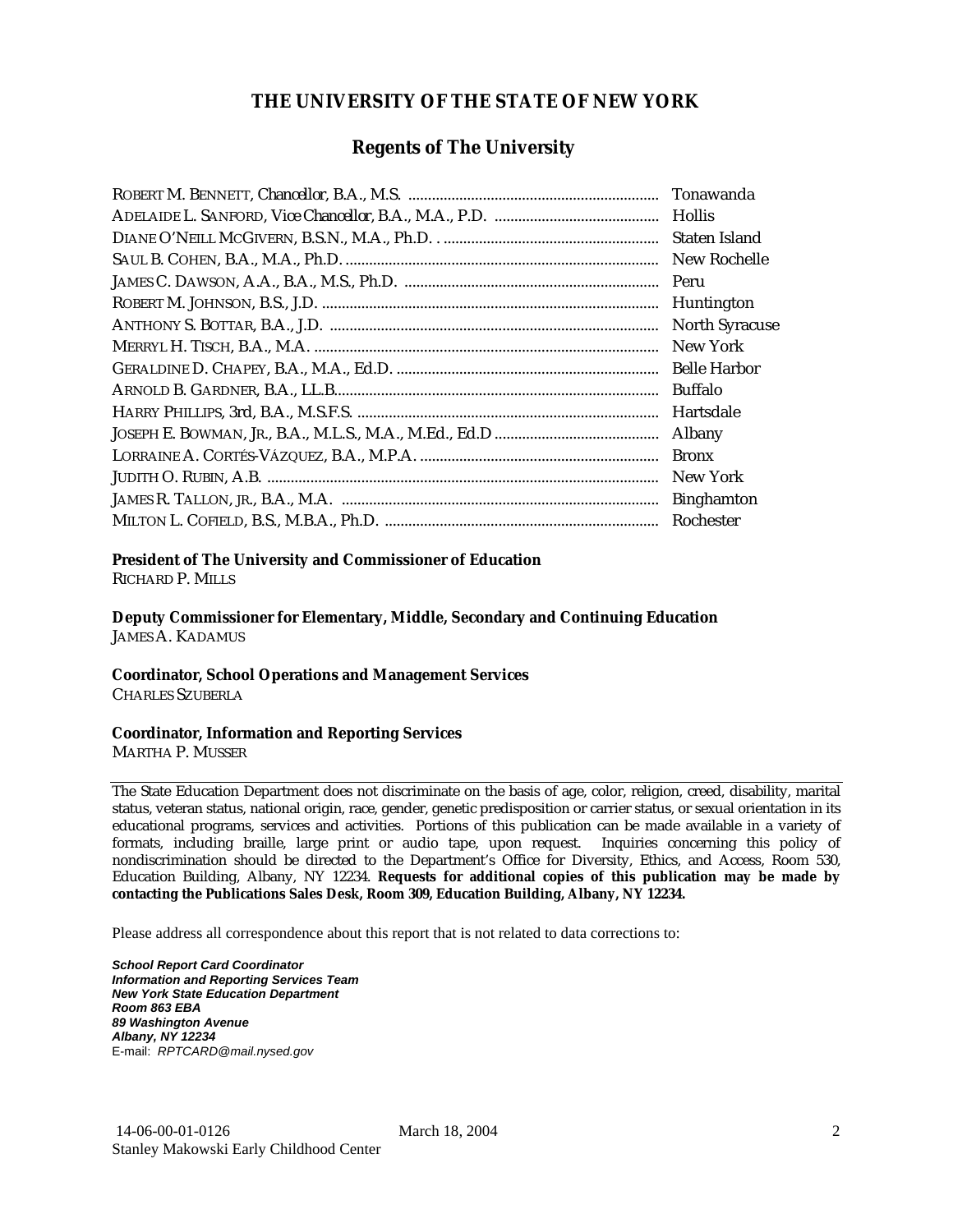# THE UNIVERSITY OF THE STATE OF NEW YORK

## Regents of The University

| | |
|---|---|
| ROBERT M. BENNETT, *Chancellor*, B.A., M.S. | Tonawanda |
| ADELAIDE L. SANFORD, *Vice Chancellor*, B.A., M.A., P.D. | Hollis |
| DIANE O'NEILL MCGIVERN, B.S.N., M.A., Ph.D. | Staten Island |
| SAUL B. COHEN, B.A., M.A., Ph.D. | New Rochelle |
| JAMES C. DAWSON, A.A., B.A., M.S., Ph.D. | Peru |
| ROBERT M. JOHNSON, B.S., J.D. | Huntington |
| ANTHONY S. BOTTAR, B.A., J.D. | North Syracuse |
| MERRYL H. TISCH, B.A., M.A. | New York |
| GERALDINE D. CHAPEY, B.A., M.A., Ed.D. | Belle Harbor |
| ARNOLD B. GARDNER, B.A., LL.B. | Buffalo |
| HARRY PHILLIPS, 3rd, B.A., M.S.F.S. | Hartsdale |
| JOSEPH E. BOWMAN, JR., B.A., M.L.S., M.A., M.Ed., Ed.D | Albany |
| LORRAINE A. CORTÉS-VÁZQUEZ, B.A., M.P.A. | Bronx |
| JUDITH O. RUBIN, A.B. | New York |
| JAMES R. TALLON, JR., B.A., M.A. | Binghamton |
| MILTON L. COFIELD, B.S., M.B.A., Ph.D. | Rochester |

**President of The University and Commissioner of Education**
RICHARD P. MILLS

**Deputy Commissioner for Elementary, Middle, Secondary and Continuing Education**
JAMES A. KADAMUS

**Coordinator, School Operations and Management Services**
CHARLES SZUBERLA

**Coordinator, Information and Reporting Services**
MARTHA P. MUSSER

---

The State Education Department does not discriminate on the basis of age, color, religion, creed, disability, marital status, veteran status, national origin, race, gender, genetic predisposition or carrier status, or sexual orientation in its educational programs, services and activities. Portions of this publication can be made available in a variety of formats, including braille, large print or audio tape, upon request. Inquiries concerning this policy of nondiscrimination should be directed to the Department's Office for Diversity, Ethics, and Access, Room 530, Education Building, Albany, NY 12234. **Requests for additional copies of this publication may be made by contacting the Publications Sales Desk, Room 309, Education Building, Albany, NY 12234.**

Please address all correspondence about this report that is not related to data corrections to:

***School Report Card Coordinator***
***Information and Reporting Services Team***
***New York State Education Department***
***Room 863 EBA***
***89 Washington Avenue***
***Albany, NY 12234***
E-mail: *RPTCARD@mail.nysed.gov*

14-06-00-01-0126 March 18, 2004
Stanley Makowski Early Childhood Center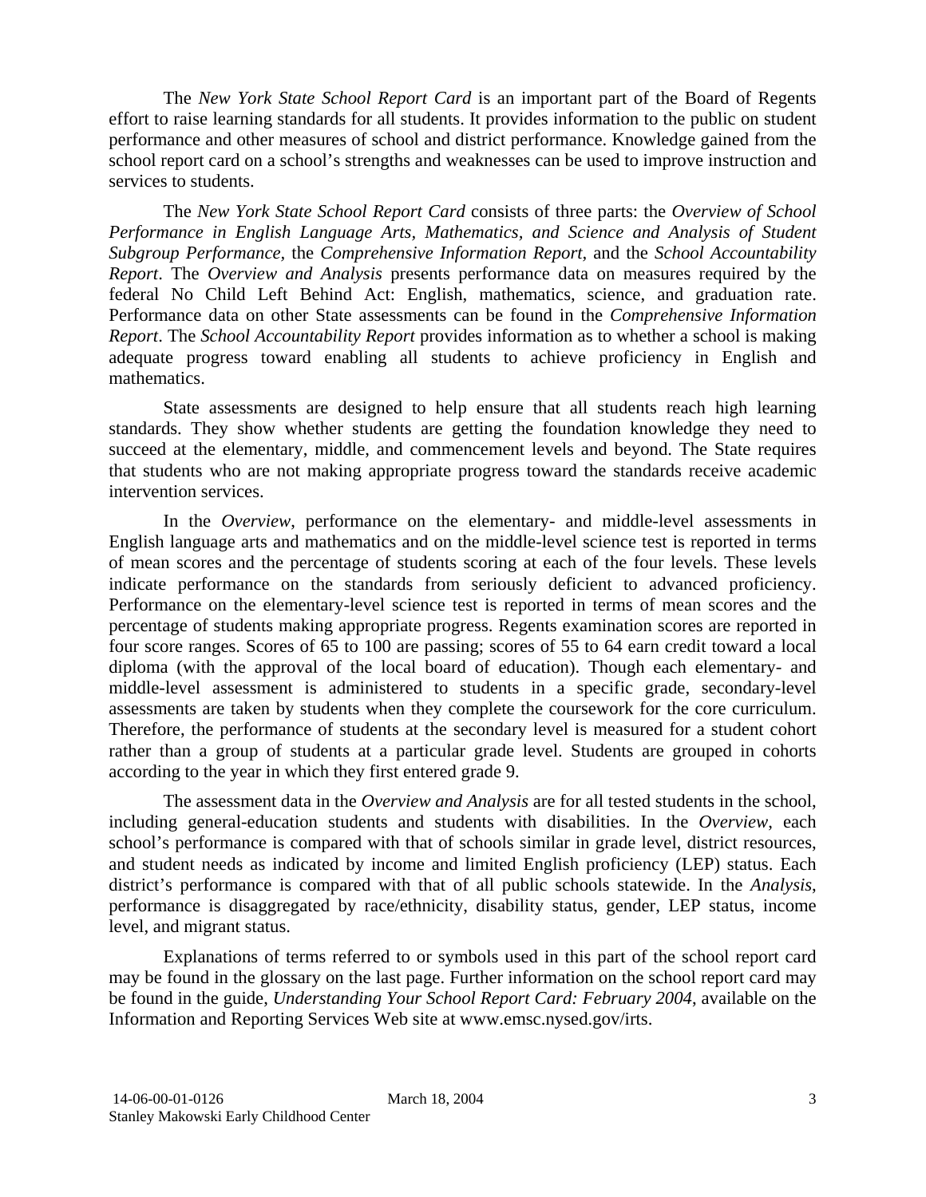The *New York State School Report Card* is an important part of the Board of Regents effort to raise learning standards for all students. It provides information to the public on student performance and other measures of school and district performance. Knowledge gained from the school report card on a school's strengths and weaknesses can be used to improve instruction and services to students.

The *New York State School Report Card* consists of three parts: the *Overview of School Performance in English Language Arts, Mathematics, and Science and Analysis of Student Subgroup Performance,* the *Comprehensive Information Report,* and the *School Accountability Report*. The *Overview and Analysis* presents performance data on measures required by the federal No Child Left Behind Act: English, mathematics, science, and graduation rate. Performance data on other State assessments can be found in the *Comprehensive Information Report*. The *School Accountability Report* provides information as to whether a school is making adequate progress toward enabling all students to achieve proficiency in English and mathematics.

State assessments are designed to help ensure that all students reach high learning standards. They show whether students are getting the foundation knowledge they need to succeed at the elementary, middle, and commencement levels and beyond. The State requires that students who are not making appropriate progress toward the standards receive academic intervention services.

In the *Overview*, performance on the elementary- and middle-level assessments in English language arts and mathematics and on the middle-level science test is reported in terms of mean scores and the percentage of students scoring at each of the four levels. These levels indicate performance on the standards from seriously deficient to advanced proficiency. Performance on the elementary-level science test is reported in terms of mean scores and the percentage of students making appropriate progress. Regents examination scores are reported in four score ranges. Scores of 65 to 100 are passing; scores of 55 to 64 earn credit toward a local diploma (with the approval of the local board of education). Though each elementary- and middle-level assessment is administered to students in a specific grade, secondary-level assessments are taken by students when they complete the coursework for the core curriculum. Therefore, the performance of students at the secondary level is measured for a student cohort rather than a group of students at a particular grade level. Students are grouped in cohorts according to the year in which they first entered grade 9.

The assessment data in the *Overview and Analysis* are for all tested students in the school, including general-education students and students with disabilities. In the *Overview*, each school's performance is compared with that of schools similar in grade level, district resources, and student needs as indicated by income and limited English proficiency (LEP) status. Each district's performance is compared with that of all public schools statewide. In the *Analysis*, performance is disaggregated by race/ethnicity, disability status, gender, LEP status, income level, and migrant status.

Explanations of terms referred to or symbols used in this part of the school report card may be found in the glossary on the last page. Further information on the school report card may be found in the guide, *Understanding Your School Report Card: February 2004*, available on the Information and Reporting Services Web site at www.emsc.nysed.gov/irts.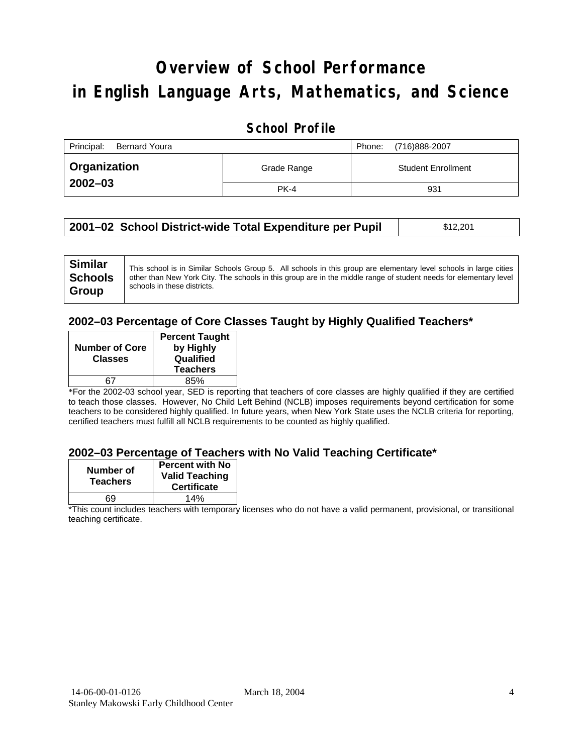# Overview of School Performance in English Language Arts, Mathematics, and Science

## School Profile

| Principal: Bernard Youra | | Phone: (716)888-2007 |
|---|---|---|
| **Organization 2002–03** | Grade Range | Student Enrollment |
| | PK-4 | 931 |

| **2001–02 School District-wide Total Expenditure per Pupil** | $12,201 |
|---|---|

| **Similar Schools Group** | This school is in Similar Schools Group 5. All schools in this group are elementary level schools in large cities other than New York City. The schools in this group are in the middle range of student needs for elementary level schools in these districts. |
|---|---|

### 2002–03 Percentage of Core Classes Taught by Highly Qualified Teachers*

| Number of Core Classes | Percent Taught by Highly Qualified Teachers |
|---|---|
| 67 | 85% |

*For the 2002-03 school year, SED is reporting that teachers of core classes are highly qualified if they are certified to teach those classes. However, No Child Left Behind (NCLB) imposes requirements beyond certification for some teachers to be considered highly qualified. In future years, when New York State uses the NCLB criteria for reporting, certified teachers must fulfill all NCLB requirements to be counted as highly qualified.

### 2002–03 Percentage of Teachers with No Valid Teaching Certificate*

| Number of Teachers | Percent with No Valid Teaching Certificate |
|---|---|
| 69 | 14% |

*This count includes teachers with temporary licenses who do not have a valid permanent, provisional, or transitional teaching certificate.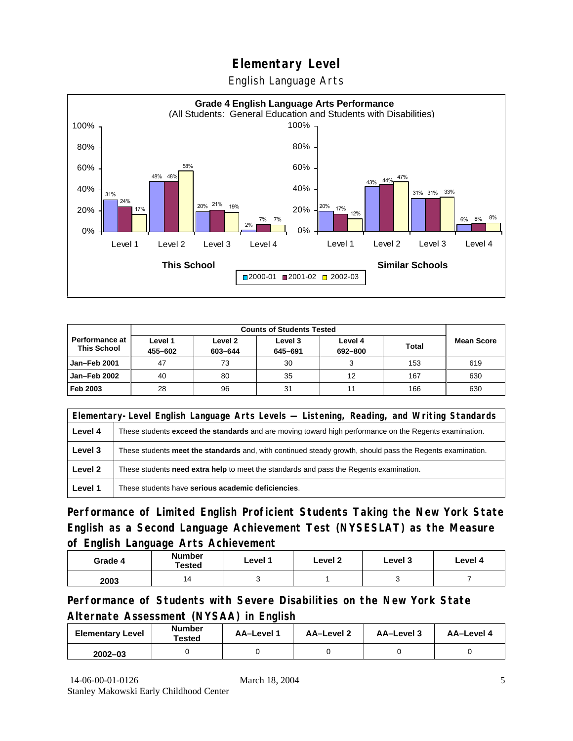# Elementary Level

English Language Arts

**Grade 4 English Language Arts Performance**
(All Students: General Education and Students with Disabilities)

| | This School 2000-01 | This School 2001-02 | This School 2002-03 | Similar Schools 2000-01 | Similar Schools 2001-02 | Similar Schools 2002-03 |
|---|---|---|---|---|---|---|
| Level 1 | 31% | 24% | 17% | 20% | 17% | 12% |
| Level 2 | 48% | 48% | 58% | 43% | 44% | 47% |
| Level 3 | 20% | 21% | 19% | 31% | 31% | 33% |
| Level 4 | 2% | 7% | 7% | 6% | 8% | 8% |

| Performance at This School | Counts of Students Tested | | | | | Mean Score |
|---|---|---|---|---|---|---|
| | Level 1 455–602 | Level 2 603–644 | Level 3 645–691 | Level 4 692–800 | Total | |
| Jan–Feb 2001 | 47 | 73 | 30 | 3 | 153 | 619 |
| Jan–Feb 2002 | 40 | 80 | 35 | 12 | 167 | 630 |
| Feb 2003 | 28 | 96 | 31 | 11 | 166 | 630 |

| Elementary-Level English Language Arts Levels — Listening, Reading, and Writing Standards | |
|---|---|
| Level 4 | These students **exceed the standards** and are moving toward high performance on the Regents examination. |
| Level 3 | These students **meet the standards** and, with continued steady growth, should pass the Regents examination. |
| Level 2 | These students **need extra help** to meet the standards and pass the Regents examination. |
| Level 1 | These students have **serious academic deficiencies**. |

## Performance of Limited English Proficient Students Taking the New York State English as a Second Language Achievement Test (NYSESLAT) as the Measure of English Language Arts Achievement

| Grade 4 | Number Tested | Level 1 | Level 2 | Level 3 | Level 4 |
|---|---|---|---|---|---|
| 2003 | 14 | 3 | 1 | 3 | 7 |

## Performance of Students with Severe Disabilities on the New York State Alternate Assessment (NYSAA) in English

| Elementary Level | Number Tested | AA–Level 1 | AA–Level 2 | AA–Level 3 | AA–Level 4 |
|---|---|---|---|---|---|
| 2002–03 | 0 | 0 | 0 | 0 | 0 |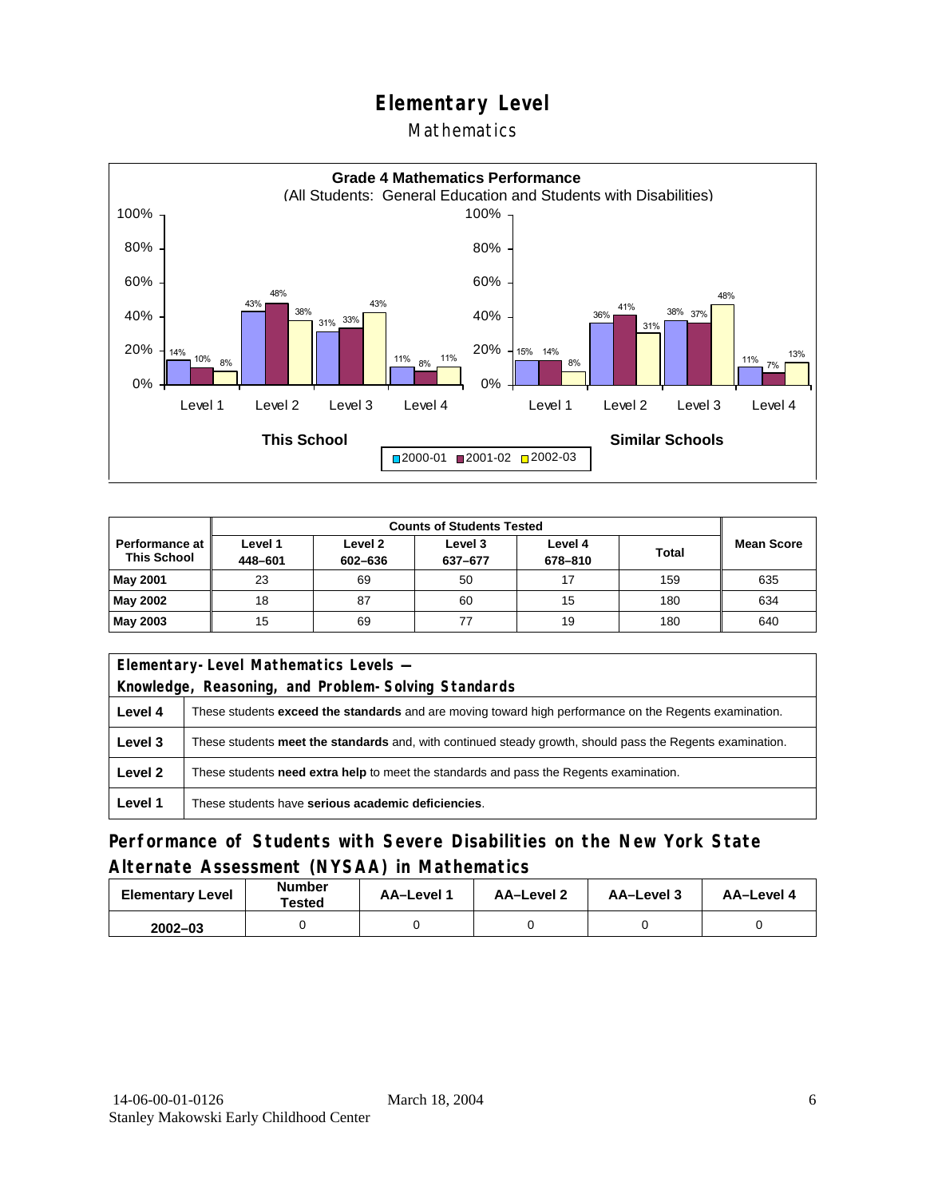# Elementary Level

## Mathematics

**Grade 4 Mathematics Performance**
(All Students: General Education and Students with Disabilities)

| | This School 2000-01 | This School 2001-02 | This School 2002-03 | Similar Schools 2000-01 | Similar Schools 2001-02 | Similar Schools 2002-03 |
|---|---|---|---|---|---|---|
| Level 1 | 14% | 10% | 8% | 15% | 14% | 8% |
| Level 2 | 43% | 48% | 38% | 36% | 41% | 31% |
| Level 3 | 31% | 33% | 43% | 38% | 37% | 48% |
| Level 4 | 11% | 8% | 11% | 11% | 7% | 13% |

| Performance at This School | Counts of Students Tested | | | | | Mean Score |
|---|---|---|---|---|---|---|
| | Level 1 448–601 | Level 2 602–636 | Level 3 637–677 | Level 4 678–810 | Total | |
| May 2001 | 23 | 69 | 50 | 17 | 159 | 635 |
| May 2002 | 18 | 87 | 60 | 15 | 180 | 634 |
| May 2003 | 15 | 69 | 77 | 19 | 180 | 640 |

| Elementary-Level Mathematics Levels — Knowledge, Reasoning, and Problem-Solving Standards | |
|---|---|
| **Level 4** | These students **exceed the standards** and are moving toward high performance on the Regents examination. |
| **Level 3** | These students **meet the standards** and, with continued steady growth, should pass the Regents examination. |
| **Level 2** | These students **need extra help** to meet the standards and pass the Regents examination. |
| **Level 1** | These students have **serious academic deficiencies**. |

## Performance of Students with Severe Disabilities on the New York State Alternate Assessment (NYSAA) in Mathematics

| Elementary Level | Number Tested | AA–Level 1 | AA–Level 2 | AA–Level 3 | AA–Level 4 |
|---|---|---|---|---|---|
| 2002–03 | 0 | 0 | 0 | 0 | 0 |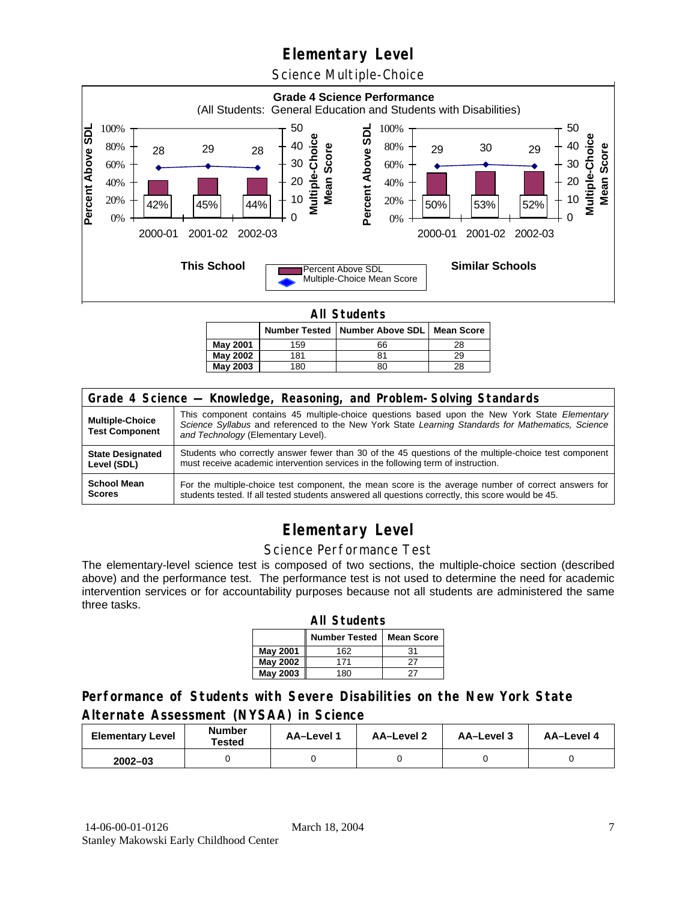# Elementary Level

## Science Multiple-Choice

**Grade 4 Science Performance**
(All Students: General Education and Students with Disabilities)

**This School**

| | 2000-01 | 2001-02 | 2002-03 |
|---|---|---|---|
| Percent Above SDL | 42% | 45% | 44% |
| Multiple-Choice Mean Score | 28 | 29 | 28 |

**Similar Schools**

| | 2000-01 | 2001-02 | 2002-03 |
|---|---|---|---|
| Percent Above SDL | 50% | 53% | 52% |
| Multiple-Choice Mean Score | 29 | 30 | 29 |

**All Students**

| | Number Tested | Number Above SDL | Mean Score |
|---|---|---|---|
| **May 2001** | 159 | 66 | 28 |
| **May 2002** | 181 | 81 | 29 |
| **May 2003** | 180 | 80 | 28 |

| Grade 4 Science — Knowledge, Reasoning, and Problem-Solving Standards | |
|---|---|
| **Multiple-Choice Test Component** | This component contains 45 multiple-choice questions based upon the New York State *Elementary Science Syllabus* and referenced to the New York State *Learning Standards for Mathematics, Science and Technology* (Elementary Level). |
| **State Designated Level (SDL)** | Students who correctly answer fewer than 30 of the 45 questions of the multiple-choice test component must receive academic intervention services in the following term of instruction. |
| **School Mean Scores** | For the multiple-choice test component, the mean score is the average number of correct answers for students tested. If all tested students answered all questions correctly, this score would be 45. |

# Elementary Level

## Science Performance Test

The elementary-level science test is composed of two sections, the multiple-choice section (described above) and the performance test. The performance test is not used to determine the need for academic intervention services or for accountability purposes because not all students are administered the same three tasks.

**All Students**

| | Number Tested | Mean Score |
|---|---|---|
| **May 2001** | 162 | 31 |
| **May 2002** | 171 | 27 |
| **May 2003** | 180 | 27 |

## Performance of Students with Severe Disabilities on the New York State Alternate Assessment (NYSAA) in Science

| Elementary Level | Number Tested | AA–Level 1 | AA–Level 2 | AA–Level 3 | AA–Level 4 |
|---|---|---|---|---|---|
| **2002–03** | 0 | 0 | 0 | 0 | 0 |

14-06-00-01-0126 March 18, 2004
Stanley Makowski Early Childhood Center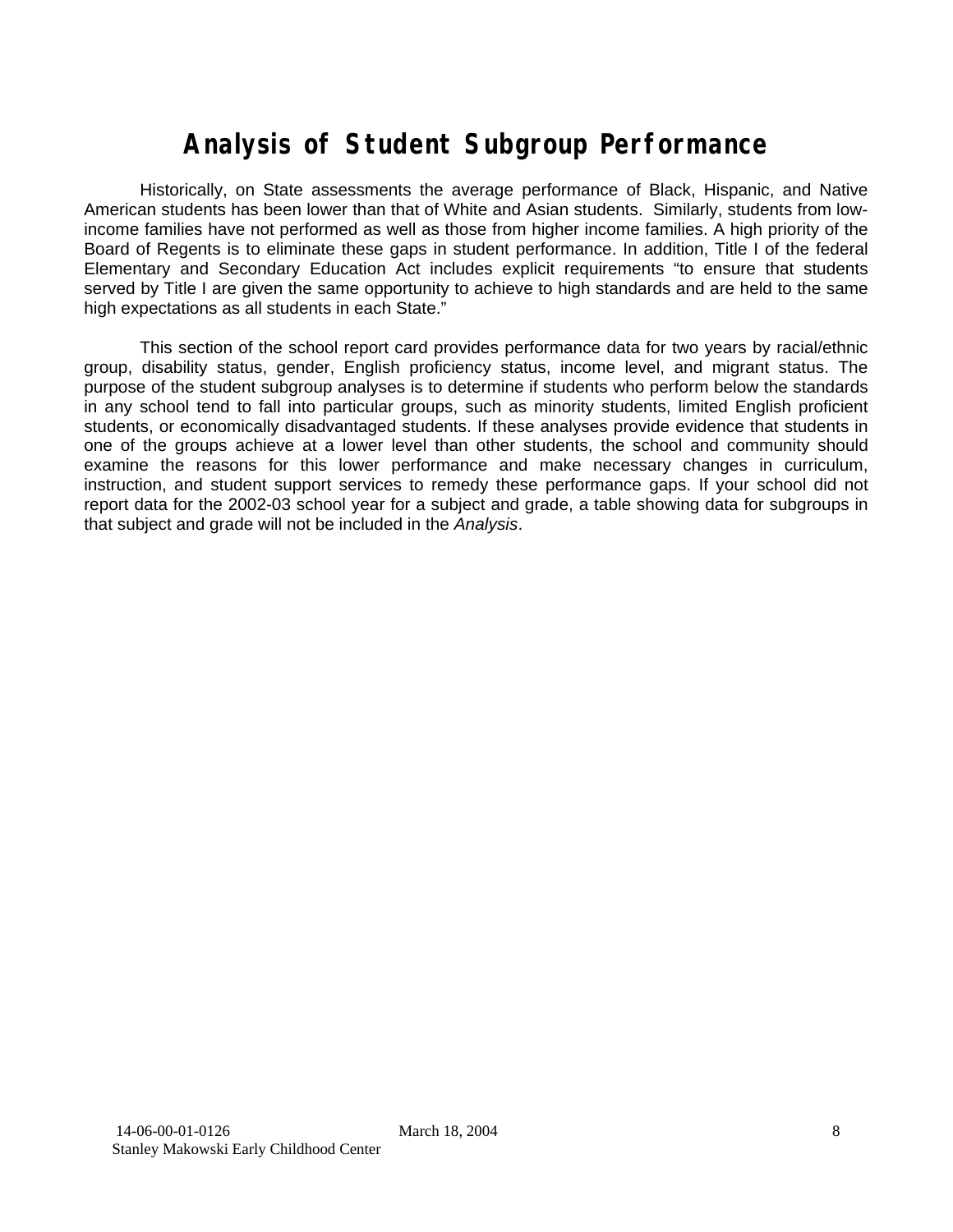# Analysis of Student Subgroup Performance

Historically, on State assessments the average performance of Black, Hispanic, and Native American students has been lower than that of White and Asian students. Similarly, students from low-income families have not performed as well as those from higher income families. A high priority of the Board of Regents is to eliminate these gaps in student performance. In addition, Title I of the federal Elementary and Secondary Education Act includes explicit requirements "to ensure that students served by Title I are given the same opportunity to achieve to high standards and are held to the same high expectations as all students in each State."

This section of the school report card provides performance data for two years by racial/ethnic group, disability status, gender, English proficiency status, income level, and migrant status. The purpose of the student subgroup analyses is to determine if students who perform below the standards in any school tend to fall into particular groups, such as minority students, limited English proficient students, or economically disadvantaged students. If these analyses provide evidence that students in one of the groups achieve at a lower level than other students, the school and community should examine the reasons for this lower performance and make necessary changes in curriculum, instruction, and student support services to remedy these performance gaps. If your school did not report data for the 2002-03 school year for a subject and grade, a table showing data for subgroups in that subject and grade will not be included in the *Analysis*.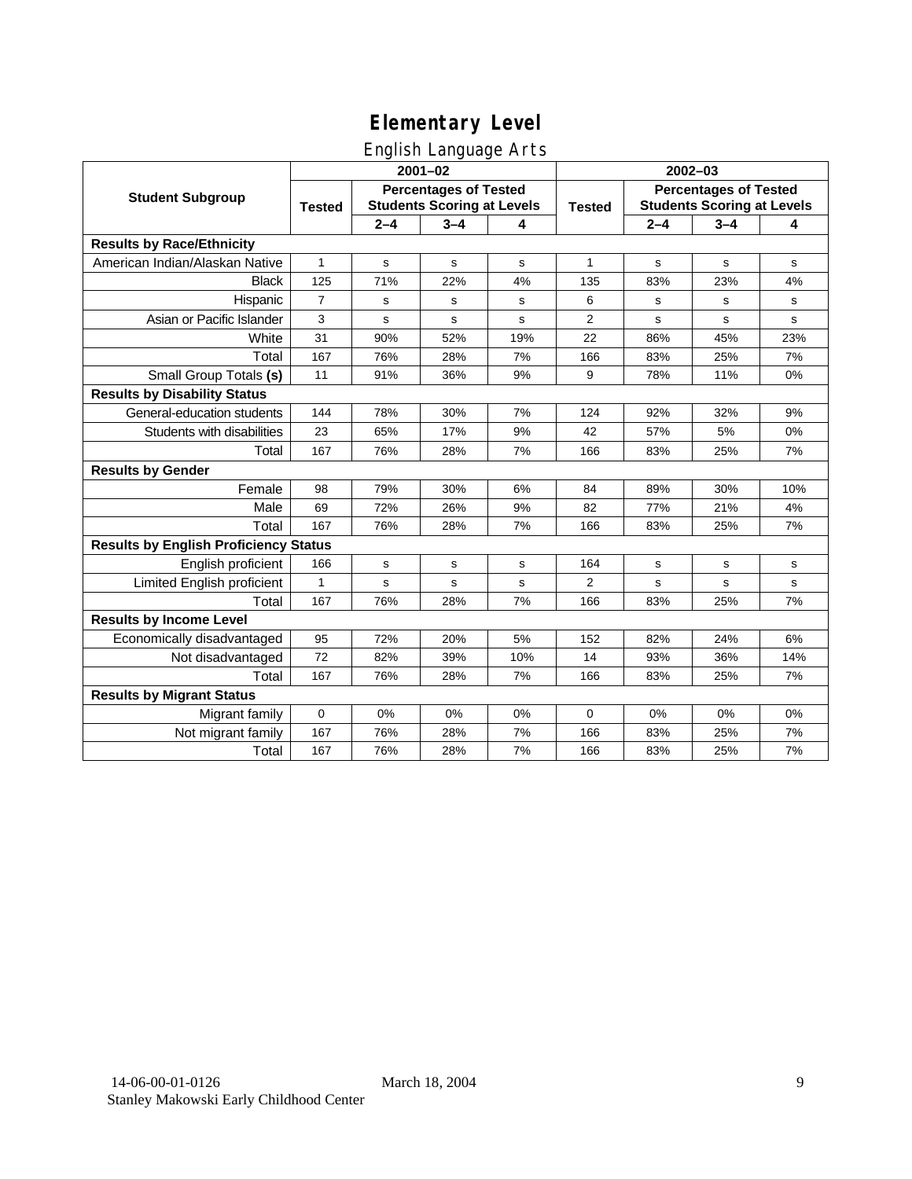# Elementary Level

## English Language Arts

| Student Subgroup | 2001–02 | | | | 2002–03 | | | |
|---|---|---|---|---|---|---|---|---|
| | Tested | Percentages of Tested Students Scoring at Levels | | | Tested | Percentages of Tested Students Scoring at Levels | | |
| | | 2–4 | 3–4 | 4 | | 2–4 | 3–4 | 4 |
| **Results by Race/Ethnicity** | | | | | | | | |
| American Indian/Alaskan Native | 1 | s | s | s | 1 | s | s | s |
| Black | 125 | 71% | 22% | 4% | 135 | 83% | 23% | 4% |
| Hispanic | 7 | s | s | s | 6 | s | s | s |
| Asian or Pacific Islander | 3 | s | s | s | 2 | s | s | s |
| White | 31 | 90% | 52% | 19% | 22 | 86% | 45% | 23% |
| Total | 167 | 76% | 28% | 7% | 166 | 83% | 25% | 7% |
| Small Group Totals **(s)** | 11 | 91% | 36% | 9% | 9 | 78% | 11% | 0% |
| **Results by Disability Status** | | | | | | | | |
| General-education students | 144 | 78% | 30% | 7% | 124 | 92% | 32% | 9% |
| Students with disabilities | 23 | 65% | 17% | 9% | 42 | 57% | 5% | 0% |
| Total | 167 | 76% | 28% | 7% | 166 | 83% | 25% | 7% |
| **Results by Gender** | | | | | | | | |
| Female | 98 | 79% | 30% | 6% | 84 | 89% | 30% | 10% |
| Male | 69 | 72% | 26% | 9% | 82 | 77% | 21% | 4% |
| Total | 167 | 76% | 28% | 7% | 166 | 83% | 25% | 7% |
| **Results by English Proficiency Status** | | | | | | | | |
| English proficient | 166 | s | s | s | 164 | s | s | s |
| Limited English proficient | 1 | s | s | s | 2 | s | s | s |
| Total | 167 | 76% | 28% | 7% | 166 | 83% | 25% | 7% |
| **Results by Income Level** | | | | | | | | |
| Economically disadvantaged | 95 | 72% | 20% | 5% | 152 | 82% | 24% | 6% |
| Not disadvantaged | 72 | 82% | 39% | 10% | 14 | 93% | 36% | 14% |
| Total | 167 | 76% | 28% | 7% | 166 | 83% | 25% | 7% |
| **Results by Migrant Status** | | | | | | | | |
| Migrant family | 0 | 0% | 0% | 0% | 0 | 0% | 0% | 0% |
| Not migrant family | 167 | 76% | 28% | 7% | 166 | 83% | 25% | 7% |
| Total | 167 | 76% | 28% | 7% | 166 | 83% | 25% | 7% |

14-06-00-01-0126 March 18, 2004
Stanley Makowski Early Childhood Center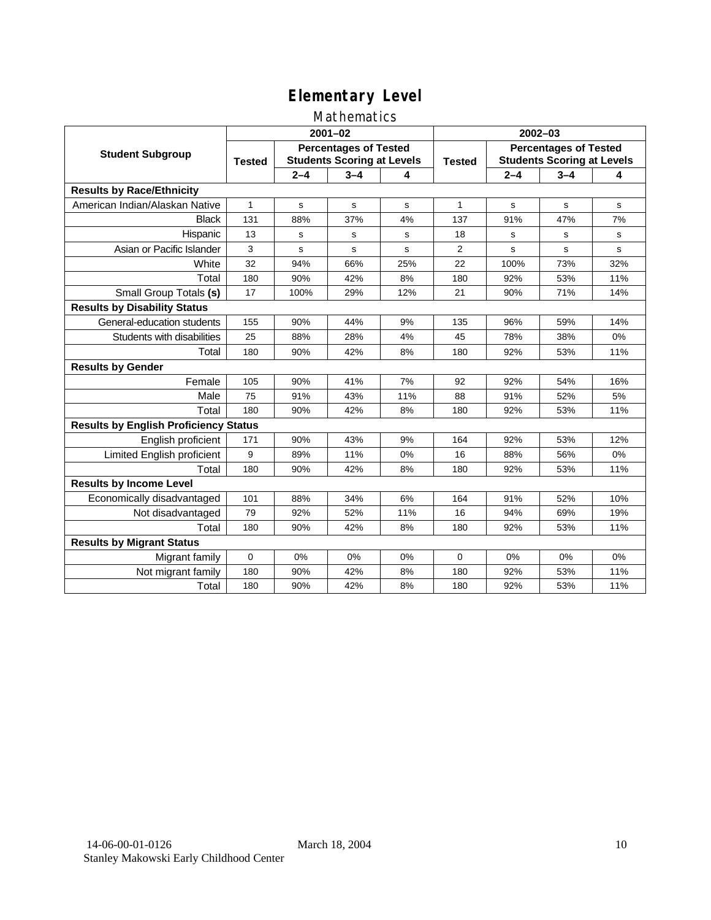# Elementary Level

## Mathematics

| Student Subgroup | 2001–02 | | | | 2002–03 | | | |
|---|---|---|---|---|---|---|---|---|
| | Tested | Percentages of Tested Students Scoring at Levels | | | Tested | Percentages of Tested Students Scoring at Levels | | |
| | | 2–4 | 3–4 | 4 | | 2–4 | 3–4 | 4 |
| **Results by Race/Ethnicity** | | | | | | | | |
| American Indian/Alaskan Native | 1 | s | s | s | 1 | s | s | s |
| Black | 131 | 88% | 37% | 4% | 137 | 91% | 47% | 7% |
| Hispanic | 13 | s | s | s | 18 | s | s | s |
| Asian or Pacific Islander | 3 | s | s | s | 2 | s | s | s |
| White | 32 | 94% | 66% | 25% | 22 | 100% | 73% | 32% |
| Total | 180 | 90% | 42% | 8% | 180 | 92% | 53% | 11% |
| Small Group Totals **(s)** | 17 | 100% | 29% | 12% | 21 | 90% | 71% | 14% |
| **Results by Disability Status** | | | | | | | | |
| General-education students | 155 | 90% | 44% | 9% | 135 | 96% | 59% | 14% |
| Students with disabilities | 25 | 88% | 28% | 4% | 45 | 78% | 38% | 0% |
| Total | 180 | 90% | 42% | 8% | 180 | 92% | 53% | 11% |
| **Results by Gender** | | | | | | | | |
| Female | 105 | 90% | 41% | 7% | 92 | 92% | 54% | 16% |
| Male | 75 | 91% | 43% | 11% | 88 | 91% | 52% | 5% |
| Total | 180 | 90% | 42% | 8% | 180 | 92% | 53% | 11% |
| **Results by English Proficiency Status** | | | | | | | | |
| English proficient | 171 | 90% | 43% | 9% | 164 | 92% | 53% | 12% |
| Limited English proficient | 9 | 89% | 11% | 0% | 16 | 88% | 56% | 0% |
| Total | 180 | 90% | 42% | 8% | 180 | 92% | 53% | 11% |
| **Results by Income Level** | | | | | | | | |
| Economically disadvantaged | 101 | 88% | 34% | 6% | 164 | 91% | 52% | 10% |
| Not disadvantaged | 79 | 92% | 52% | 11% | 16 | 94% | 69% | 19% |
| Total | 180 | 90% | 42% | 8% | 180 | 92% | 53% | 11% |
| **Results by Migrant Status** | | | | | | | | |
| Migrant family | 0 | 0% | 0% | 0% | 0 | 0% | 0% | 0% |
| Not migrant family | 180 | 90% | 42% | 8% | 180 | 92% | 53% | 11% |
| Total | 180 | 90% | 42% | 8% | 180 | 92% | 53% | 11% |

14-06-00-01-0126 March 18, 2004
Stanley Makowski Early Childhood Center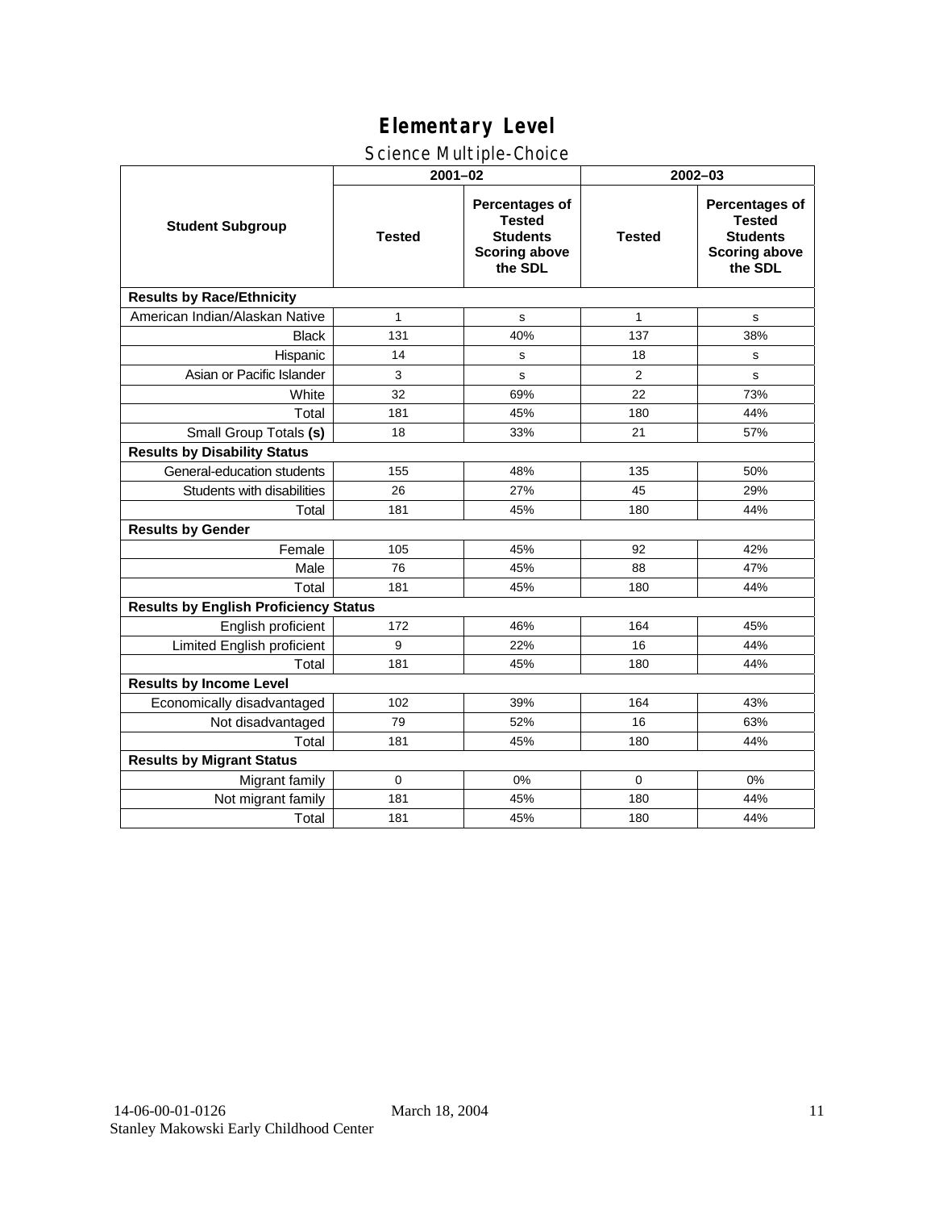# Elementary Level

## Science Multiple-Choice

| Student Subgroup | 2001–02 | | 2002–03 | |
|---|---|---|---|---|
| | Tested | Percentages of Tested Students Scoring above the SDL | Tested | Percentages of Tested Students Scoring above the SDL |
| **Results by Race/Ethnicity** | | | | |
| American Indian/Alaskan Native | 1 | s | 1 | s |
| Black | 131 | 40% | 137 | 38% |
| Hispanic | 14 | s | 18 | s |
| Asian or Pacific Islander | 3 | s | 2 | s |
| White | 32 | 69% | 22 | 73% |
| Total | 181 | 45% | 180 | 44% |
| Small Group Totals **(s)** | 18 | 33% | 21 | 57% |
| **Results by Disability Status** | | | | |
| General-education students | 155 | 48% | 135 | 50% |
| Students with disabilities | 26 | 27% | 45 | 29% |
| Total | 181 | 45% | 180 | 44% |
| **Results by Gender** | | | | |
| Female | 105 | 45% | 92 | 42% |
| Male | 76 | 45% | 88 | 47% |
| Total | 181 | 45% | 180 | 44% |
| **Results by English Proficiency Status** | | | | |
| English proficient | 172 | 46% | 164 | 45% |
| Limited English proficient | 9 | 22% | 16 | 44% |
| Total | 181 | 45% | 180 | 44% |
| **Results by Income Level** | | | | |
| Economically disadvantaged | 102 | 39% | 164 | 43% |
| Not disadvantaged | 79 | 52% | 16 | 63% |
| Total | 181 | 45% | 180 | 44% |
| **Results by Migrant Status** | | | | |
| Migrant family | 0 | 0% | 0 | 0% |
| Not migrant family | 181 | 45% | 180 | 44% |
| Total | 181 | 45% | 180 | 44% |

14-06-00-01-0126 March 18, 2004
Stanley Makowski Early Childhood Center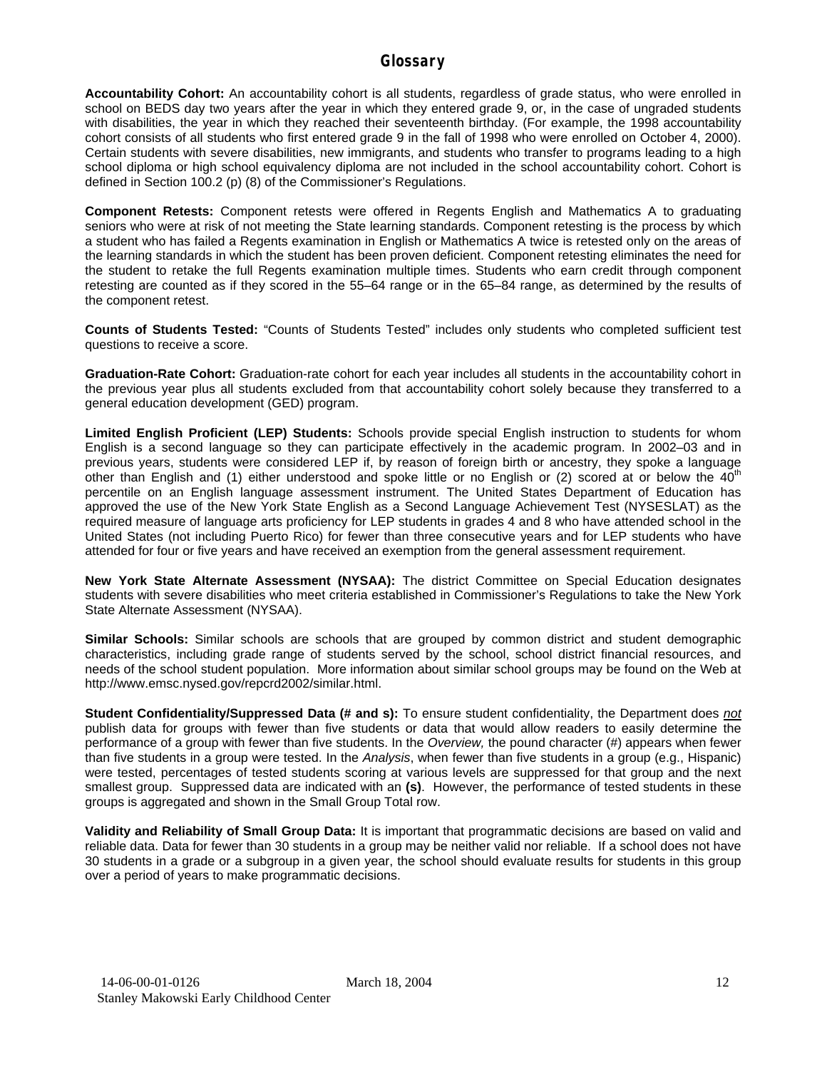## Glossary

**Accountability Cohort:** An accountability cohort is all students, regardless of grade status, who were enrolled in school on BEDS day two years after the year in which they entered grade 9, or, in the case of ungraded students with disabilities, the year in which they reached their seventeenth birthday. (For example, the 1998 accountability cohort consists of all students who first entered grade 9 in the fall of 1998 who were enrolled on October 4, 2000). Certain students with severe disabilities, new immigrants, and students who transfer to programs leading to a high school diploma or high school equivalency diploma are not included in the school accountability cohort. Cohort is defined in Section 100.2 (p) (8) of the Commissioner's Regulations.

**Component Retests:** Component retests were offered in Regents English and Mathematics A to graduating seniors who were at risk of not meeting the State learning standards. Component retesting is the process by which a student who has failed a Regents examination in English or Mathematics A twice is retested only on the areas of the learning standards in which the student has been proven deficient. Component retesting eliminates the need for the student to retake the full Regents examination multiple times. Students who earn credit through component retesting are counted as if they scored in the 55–64 range or in the 65–84 range, as determined by the results of the component retest.

**Counts of Students Tested:** "Counts of Students Tested" includes only students who completed sufficient test questions to receive a score.

**Graduation-Rate Cohort:** Graduation-rate cohort for each year includes all students in the accountability cohort in the previous year plus all students excluded from that accountability cohort solely because they transferred to a general education development (GED) program.

**Limited English Proficient (LEP) Students:** Schools provide special English instruction to students for whom English is a second language so they can participate effectively in the academic program. In 2002–03 and in previous years, students were considered LEP if, by reason of foreign birth or ancestry, they spoke a language other than English and (1) either understood and spoke little or no English or (2) scored at or below the 40th percentile on an English language assessment instrument. The United States Department of Education has approved the use of the New York State English as a Second Language Achievement Test (NYSESLAT) as the required measure of language arts proficiency for LEP students in grades 4 and 8 who have attended school in the United States (not including Puerto Rico) for fewer than three consecutive years and for LEP students who have attended for four or five years and have received an exemption from the general assessment requirement.

**New York State Alternate Assessment (NYSAA):** The district Committee on Special Education designates students with severe disabilities who meet criteria established in Commissioner's Regulations to take the New York State Alternate Assessment (NYSAA).

**Similar Schools:** Similar schools are schools that are grouped by common district and student demographic characteristics, including grade range of students served by the school, school district financial resources, and needs of the school student population. More information about similar school groups may be found on the Web at http://www.emsc.nysed.gov/repcrd2002/similar.html.

**Student Confidentiality/Suppressed Data (# and s):** To ensure student confidentiality, the Department does *not* publish data for groups with fewer than five students or data that would allow readers to easily determine the performance of a group with fewer than five students. In the *Overview,* the pound character (#) appears when fewer than five students in a group were tested. In the *Analysis*, when fewer than five students in a group (e.g., Hispanic) were tested, percentages of tested students scoring at various levels are suppressed for that group and the next smallest group. Suppressed data are indicated with an **(s)**. However, the performance of tested students in these groups is aggregated and shown in the Small Group Total row.

**Validity and Reliability of Small Group Data:** It is important that programmatic decisions are based on valid and reliable data. Data for fewer than 30 students in a group may be neither valid nor reliable. If a school does not have 30 students in a grade or a subgroup in a given year, the school should evaluate results for students in this group over a period of years to make programmatic decisions.